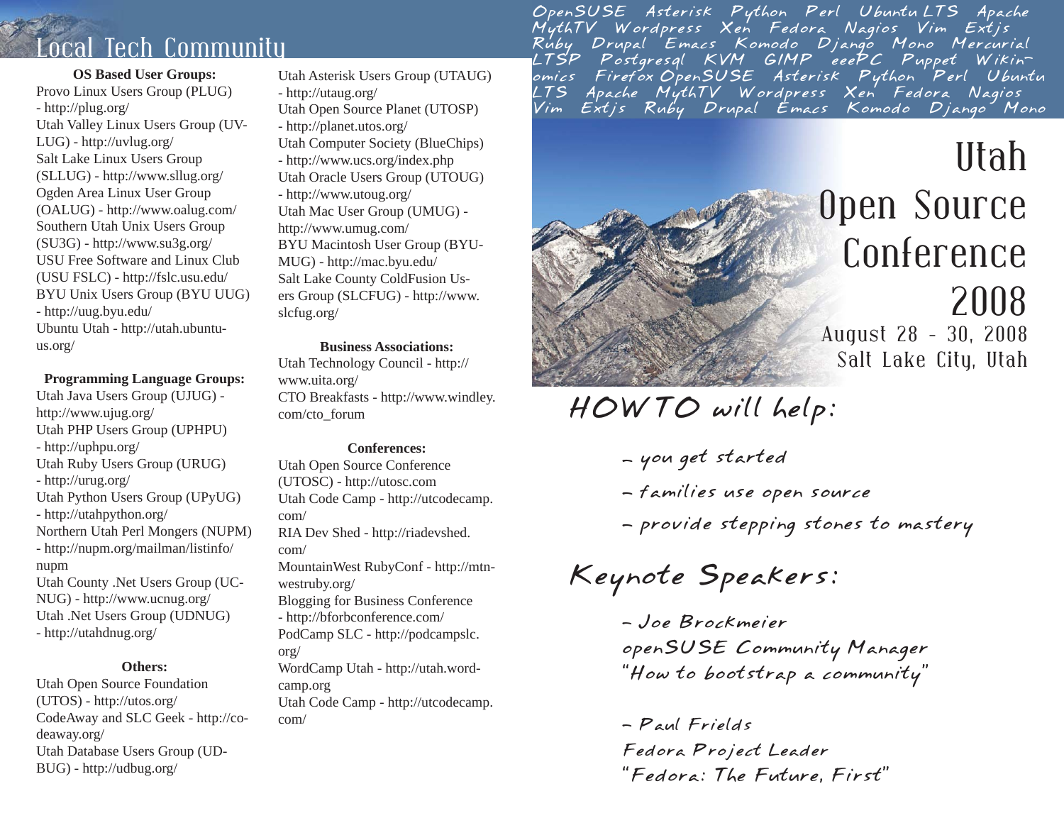# Local Tech Community

**OS Based User Groups:**

Provo Linux Users Group (PLUG) - http://plug.org/
Utah Valley Linux Users Group (UVLUG) - http://uvlug.org/
Salt Lake Linux Users Group (SLLUG) - http://www.sllug.org/
Ogden Area Linux User Group (OALUG) - http://www.oalug.com/
Southern Utah Unix Users Group (SU3G) - http://www.su3g.org/
USU Free Software and Linux Club (USU FSLC) - http://fslc.usu.edu/
BYU Unix Users Group (BYU UUG) - http://uug.byu.edu/
Ubuntu Utah - http://utah.ubuntu-us.org/

**Programming Language Groups:**

Utah Java Users Group (UJUG) - http://www.ujug.org/
Utah PHP Users Group (UPHPU) - http://uphpu.org/
Utah Ruby Users Group (URUG) - http://urug.org/
Utah Python Users Group (UPyUG) - http://utahpython.org/
Northern Utah Perl Mongers (NUPM) - http://nupm.org/mailman/listinfo/nupm
Utah County .Net Users Group (UCNUG) - http://www.ucnug.org/
Utah .Net Users Group (UDNUG) - http://utahdnug.org/

**Others:**

Utah Open Source Foundation (UTOS) - http://utos.org/
CodeAway and SLC Geek - http://codeaway.org/
Utah Database Users Group (UDBUG) - http://udbug.org/
Utah Asterisk Users Group (UTAUG) - http://utaug.org/
Utah Open Source Planet (UTOSP) - http://planet.utos.org/
Utah Computer Society (BlueChips) - http://www.ucs.org/index.php
Utah Oracle Users Group (UTOUG) - http://www.utoug.org/
Utah Mac User Group (UMUG) - http://www.umug.com/
BYU Macintosh User Group (BYUMUG) - http://mac.byu.edu/
Salt Lake County ColdFusion Users Group (SLCFUG) - http://www.slcfug.org/

**Business Associations:**

Utah Technology Council - http://www.uita.org/
CTO Breakfasts - http://www.windley.com/cto_forum

**Conferences:**

Utah Open Source Conference (UTOSC) - http://utosc.com
Utah Code Camp - http://utcodecamp.com/
RIA Dev Shed - http://riadevshed.com/
MountainWest RubyConf - http://mtnwestruby.org/
Blogging for Business Conference - http://bforbconference.com/
PodCamp SLC - http://podcampslc.org/
WordCamp Utah - http://utah.wordcamp.org
Utah Code Camp - http://utcodecamp.com/

OpenSUSE Asterisk Python Perl Ubuntu LTS Apache MythTV Wordpress Xen Fedora Nagios Vim Extjs Ruby Drupal Emacs Komodo Django Mono Mercurial LTSP Postgresql KVM GIMP eeePC Puppet Wikinomics Firefox OpenSUSE Asterisk Python Perl Ubuntu LTS Apache MythTV Wordpress Xen Fedora Nagios Vim Extjs Ruby Drupal Emacs Komodo Django Mono

# Utah Open Source Conference 2008

August 28 - 30, 2008
Salt Lake City, Utah

## HOWTO will help:

- you get started
- families use open source
- provide stepping stones to mastery

## Keynote Speakers:

- Joe Brockmeier
openSUSE Community Manager
"How to bootstrap a community"

- Paul Frields
Fedora Project Leader
"Fedora: The Future, First"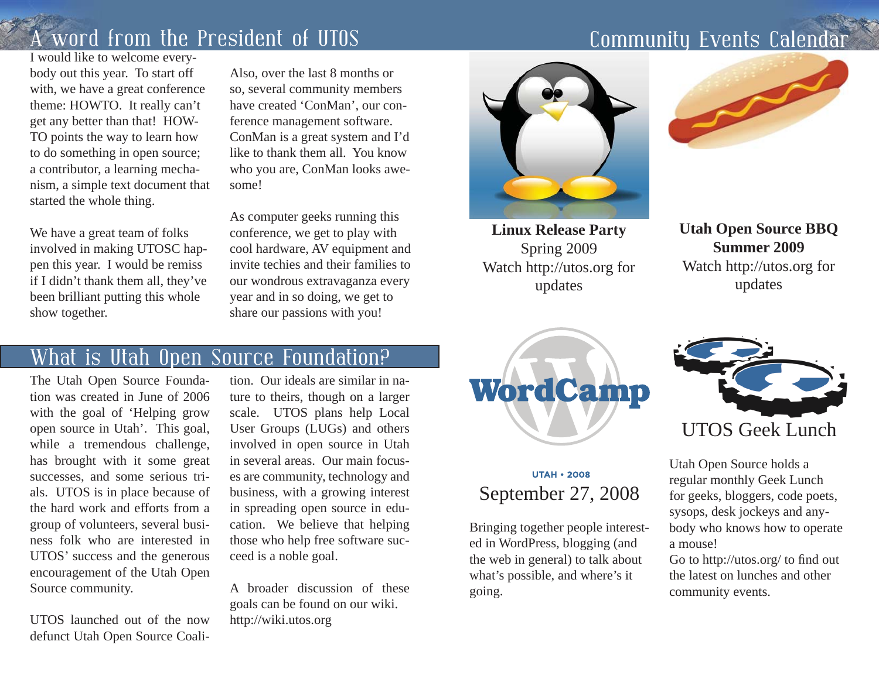## A word from the President of UTOS

I would like to welcome everybody out this year. To start off with, we have a great conference theme: HOWTO. It really can't get any better than that! HOWTO points the way to learn how to do something in open source; a contributor, a learning mechanism, a simple text document that started the whole thing.

We have a great team of folks involved in making UTOSC happen this year. I would be remiss if I didn't thank them all, they've been brilliant putting this whole show together.

Also, over the last 8 months or so, several community members have created 'ConMan', our conference management software. ConMan is a great system and I'd like to thank them all. You know who you are, ConMan looks awesome!

As computer geeks running this conference, we get to play with cool hardware, AV equipment and invite techies and their families to our wondrous extravaganza every year and in so doing, we get to share our passions with you!

## What is Utah Open Source Foundation?

The Utah Open Source Foundation was created in June of 2006 with the goal of 'Helping grow open source in Utah'. This goal, while a tremendous challenge, has brought with it some great successes, and some serious trials. UTOS is in place because of the hard work and efforts from a group of volunteers, several business folk who are interested in UTOS' success and the generous encouragement of the Utah Open Source community.

UTOS launched out of the now defunct Utah Open Source Coalition. Our ideals are similar in nature to theirs, though on a larger scale. UTOS plans help Local User Groups (LUGs) and others involved in open source in Utah in several areas. Our main focuses are community, technology and business, with a growing interest in spreading open source in education. We believe that helping those who help free software succeed is a noble goal.

A broader discussion of these goals can be found on our wiki. http://wiki.utos.org

## Community Events Calendar

**Linux Release Party**
Spring 2009
Watch http://utos.org for updates

**Utah Open Source BBQ**
**Summer 2009**
Watch http://utos.org for updates

### WordCamp

UTAH • 2008

September 27, 2008

Bringing together people interested in WordPress, blogging (and the web in general) to talk about what's possible, and where's it going.

### UTOS Geek Lunch

Utah Open Source holds a regular monthly Geek Lunch for geeks, bloggers, code poets, sysops, desk jockeys and anybody who knows how to operate a mouse!
Go to http://utos.org/ to find out the latest on lunches and other community events.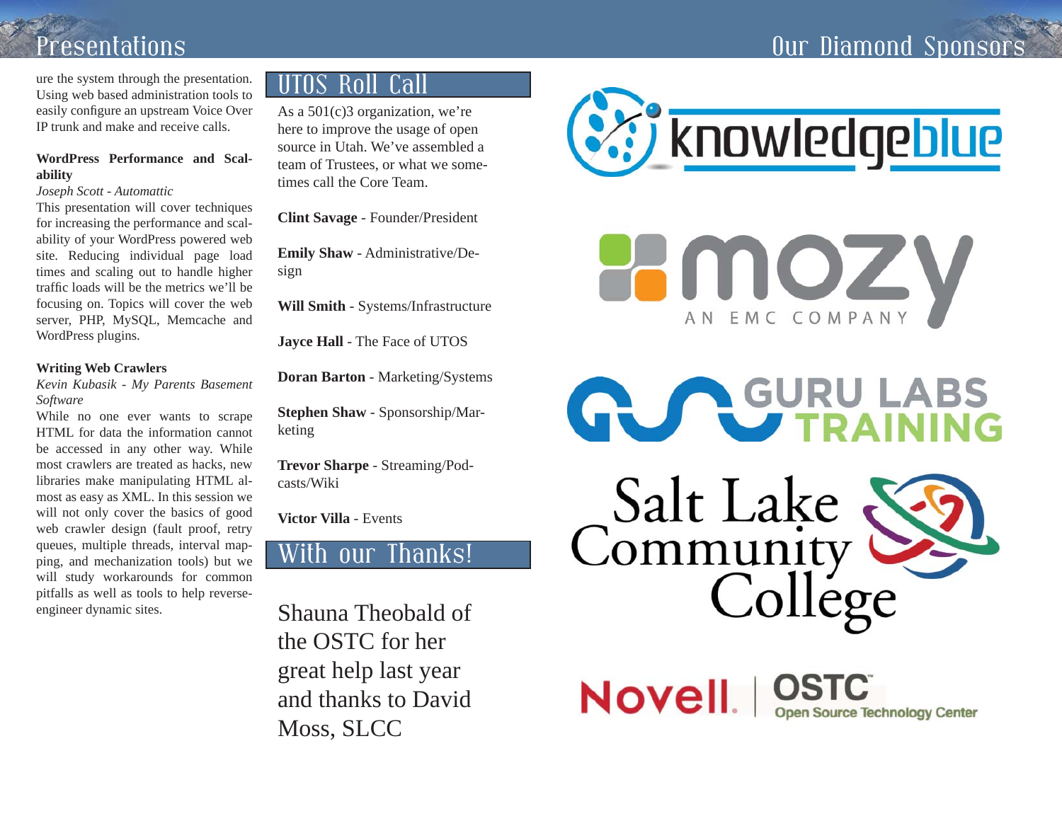## Presentations

ure the system through the presentation. Using web based administration tools to easily configure an upstream Voice Over IP trunk and make and receive calls.

**WordPress Performance and Scalability**

*Joseph Scott - Automattic*

This presentation will cover techniques for increasing the performance and scalability of your WordPress powered web site. Reducing individual page load times and scaling out to handle higher traffic loads will be the metrics we'll be focusing on. Topics will cover the web server, PHP, MySQL, Memcache and WordPress plugins.

**Writing Web Crawlers**

*Kevin Kubasik - My Parents Basement Software*

While no one ever wants to scrape HTML for data the information cannot be accessed in any other way. While most crawlers are treated as hacks, new libraries make manipulating HTML almost as easy as XML. In this session we will not only cover the basics of good web crawler design (fault proof, retry queues, multiple threads, interval mapping, and mechanization tools) but we will study workarounds for common pitfalls as well as tools to help reverse-engineer dynamic sites.

## UTOS Roll Call

As a 501(c)3 organization, we're here to improve the usage of open source in Utah. We've assembled a team of Trustees, or what we sometimes call the Core Team.

**Clint Savage** - Founder/President

**Emily Shaw** - Administrative/Design

**Will Smith** - Systems/Infrastructure

**Jayce Hall** - The Face of UTOS

**Doran Barton** - Marketing/Systems

**Stephen Shaw** - Sponsorship/Marketing

**Trevor Sharpe** - Streaming/Podcasts/Wiki

**Victor Villa** - Events

## With our Thanks!

Shauna Theobald of the OSTC for her great help last year and thanks to David Moss, SLCC

## Our Diamond Sponsors

knowledgeblue

mozy AN EMC COMPANY

GURU LABS TRAINING

Salt Lake Community College

Novell. | OSTC Open Source Technology Center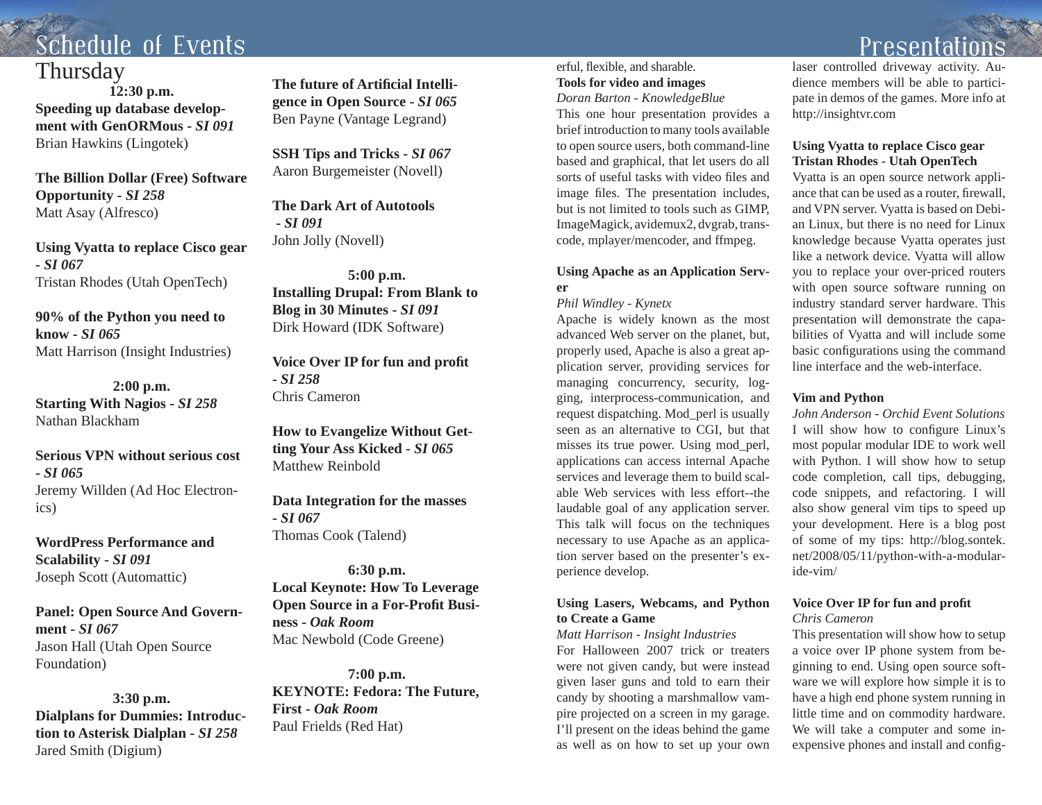# Schedule of Events

## Thursday

**12:30 p.m.**

**Speeding up database development with GenORMous -** ***SI 091***
Brian Hawkins (Lingotek)

**The Billion Dollar (Free) Software Opportunity -** ***SI 258***
Matt Asay (Alfresco)

**Using Vyatta to replace Cisco gear -** ***SI 067***
Tristan Rhodes (Utah OpenTech)

**90% of the Python you need to know -** ***SI 065***
Matt Harrison (Insight Industries)

**2:00 p.m.**

**Starting With Nagios -** ***SI 258***
Nathan Blackham

**Serious VPN without serious cost -** ***SI 065***
Jeremy Willden (Ad Hoc Electronics)

**WordPress Performance and Scalability -** ***SI 091***
Joseph Scott (Automattic)

**Panel: Open Source And Government -** ***SI 067***
Jason Hall (Utah Open Source Foundation)

**3:30 p.m.**

**Dialplans for Dummies: Introduction to Asterisk Dialplan -** ***SI 258***
Jared Smith (Digium)

**The future of Artificial Intelligence in Open Source -** ***SI 065***
Ben Payne (Vantage Legrand)

**SSH Tips and Tricks -** ***SI 067***
Aaron Burgemeister (Novell)

**The Dark Art of Autotools -** ***SI 091***
John Jolly (Novell)

**5:00 p.m.**

**Installing Drupal: From Blank to Blog in 30 Minutes -** ***SI 091***
Dirk Howard (IDK Software)

**Voice Over IP for fun and profit -** ***SI 258***
Chris Cameron

**How to Evangelize Without Getting Your Ass Kicked -** ***SI 065***
Matthew Reinbold

**Data Integration for the masses -** ***SI 067***
Thomas Cook (Talend)

**6:30 p.m.**

**Local Keynote: How To Leverage Open Source in a For-Profit Business -** ***Oak Room***
Mac Newbold (Code Greene)

**7:00 p.m.**

**KEYNOTE: Fedora: The Future, First -** ***Oak Room***
Paul Frields (Red Hat)

# Presentations

erful, flexible, and sharable.

**Tools for video and images**
*Doran Barton - KnowledgeBlue*
This one hour presentation provides a brief introduction to many tools available to open source users, both command-line based and graphical, that let users do all sorts of useful tasks with video files and image files. The presentation includes, but is not limited to tools such as GIMP, ImageMagick, avidemux2, dvgrab, transcode, mplayer/mencoder, and ffmpeg.

**Using Apache as an Application Server**
*Phil Windley - Kynetx*
Apache is widely known as the most advanced Web server on the planet, but, properly used, Apache is also a great application server, providing services for managing concurrency, security, logging, interprocess-communication, and request dispatching. Mod_perl is usually seen as an alternative to CGI, but that misses its true power. Using mod_perl, applications can access internal Apache services and leverage them to build scalable Web services with less effort--the laudable goal of any application server. This talk will focus on the techniques necessary to use Apache as an application server based on the presenter's experience develop.

**Using Lasers, Webcams, and Python to Create a Game**
*Matt Harrison - Insight Industries*
For Halloween 2007 trick or treaters were not given candy, but were instead given laser guns and told to earn their candy by shooting a marshmallow vampire projected on a screen in my garage. I'll present on the ideas behind the game as well as on how to set up your own laser controlled driveway activity. Audience members will be able to participate in demos of the games. More info at http://insightvr.com

**Using Vyatta to replace Cisco gear**
**Tristan Rhodes - Utah OpenTech**
Vyatta is an open source network appliance that can be used as a router, firewall, and VPN server. Vyatta is based on Debian Linux, but there is no need for Linux knowledge because Vyatta operates just like a network device. Vyatta will allow you to replace your over-priced routers with open source software running on industry standard server hardware. This presentation will demonstrate the capabilities of Vyatta and will include some basic configurations using the command line interface and the web-interface.

**Vim and Python**
*John Anderson - Orchid Event Solutions*
I will show how to configure Linux's most popular modular IDE to work well with Python. I will show how to setup code completion, call tips, debugging, code snippets, and refactoring. I will also show general vim tips to speed up your development. Here is a blog post of some of my tips: http://blog.sontek.net/2008/05/11/python-with-a-modular-ide-vim/

**Voice Over IP for fun and profit**
*Chris Cameron*
This presentation will show how to setup a voice over IP phone system from beginning to end. Using open source software we will explore how simple it is to have a high end phone system running in little time and on commodity hardware. We will take a computer and some inexpensive phones and install and config-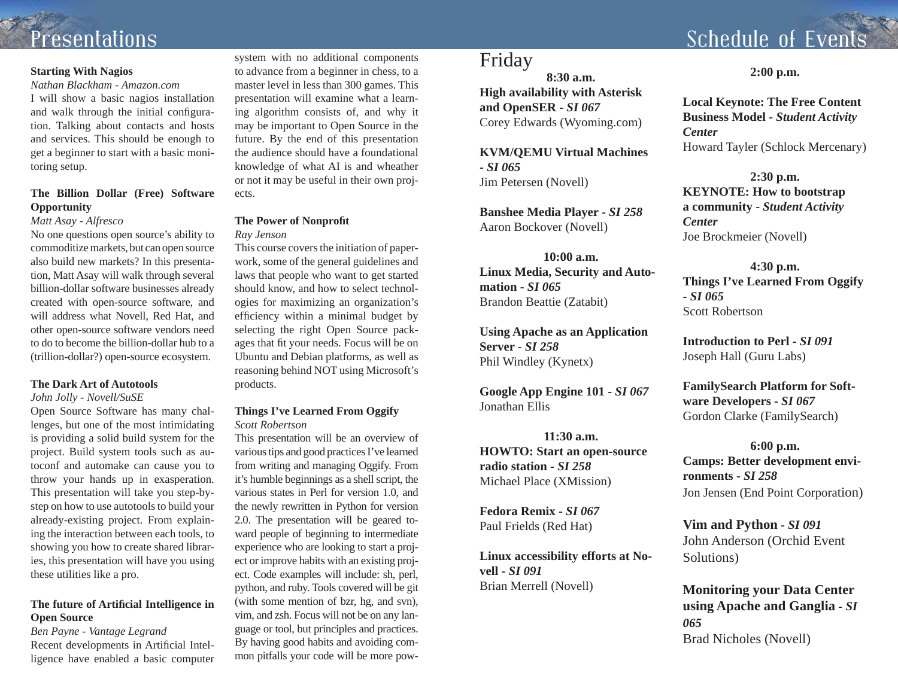# Presentations

**Starting With Nagios**

*Nathan Blackham - Amazon.com*

I will show a basic nagios installation and walk through the initial configuration. Talking about contacts and hosts and services. This should be enough to get a beginner to start with a basic monitoring setup.

**The Billion Dollar (Free) Software Opportunity**

*Matt Asay - Alfresco*

No one questions open source's ability to commoditize markets, but can open source also build new markets? In this presentation, Matt Asay will walk through several billion-dollar software businesses already created with open-source software, and will address what Novell, Red Hat, and other open-source software vendors need to do to become the billion-dollar hub to a (trillion-dollar?) open-source ecosystem.

**The Dark Art of Autotools**

*John Jolly - Novell/SuSE*

Open Source Software has many challenges, but one of the most intimidating is providing a solid build system for the project. Build system tools such as autoconf and automake can cause you to throw your hands up in exasperation. This presentation will take you step-by-step on how to use autotools to build your already-existing project. From explaining the interaction between each tools, to showing you how to create shared libraries, this presentation will have you using these utilities like a pro.

**The future of Artificial Intelligence in Open Source**

*Ben Payne - Vantage Legrand*

Recent developments in Artificial Intelligence have enabled a basic computer system with no additional components to advance from a beginner in chess, to a master level in less than 300 games. This presentation will examine what a learning algorithm consists of, and why it may be important to Open Source in the future. By the end of this presentation the audience should have a foundational knowledge of what AI is and wheather or not it may be useful in their own projects.

**The Power of Nonprofit**

*Ray Jenson*

This course covers the initiation of paperwork, some of the general guidelines and laws that people who want to get started should know, and how to select technologies for maximizing an organization's efficiency within a minimal budget by selecting the right Open Source packages that fit your needs. Focus will be on Ubuntu and Debian platforms, as well as reasoning behind NOT using Microsoft's products.

**Things I've Learned From Oggify**

*Scott Robertson*

This presentation will be an overview of various tips and good practices I've learned from writing and managing Oggify. From it's humble beginnings as a shell script, the various states in Perl for version 1.0, and the newly rewritten in Python for version 2.0. The presentation will be geared toward people of beginning to intermediate experience who are looking to start a project or improve habits with an existing project. Code examples will include: sh, perl, python, and ruby. Tools covered will be git (with some mention of bzr, hg, and svn), vim, and zsh. Focus will not be on any language or tool, but principles and practices. By having good habits and avoiding common pitfalls your code will be more pow-

# Schedule of Events

## Friday

**8:30 a.m.**

**High availability with Asterisk and OpenSER - *SI 067***
Corey Edwards (Wyoming.com)

**KVM/QEMU Virtual Machines - *SI 065***
Jim Petersen (Novell)

**Banshee Media Player - *SI 258***
Aaron Bockover (Novell)

**10:00 a.m.**

**Linux Media, Security and Automation - *SI 065***
Brandon Beattie (Zatabit)

**Using Apache as an Application Server - *SI 258***
Phil Windley (Kynetx)

**Google App Engine 101 - *SI 067***
Jonathan Ellis

**11:30 a.m.**

**HOWTO: Start an open-source radio station - *SI 258***
Michael Place (XMission)

**Fedora Remix - *SI 067***
Paul Frields (Red Hat)

**Linux accessibility efforts at Novell - *SI 091***
Brian Merrell (Novell)

**2:00 p.m.**

**Local Keynote: The Free Content Business Model - *Student Activity Center***
Howard Tayler (Schlock Mercenary)

**2:30 p.m.**

**KEYNOTE: How to bootstrap a community - *Student Activity Center***
Joe Brockmeier (Novell)

**4:30 p.m.**

**Things I've Learned From Oggify - *SI 065***
Scott Robertson

**Introduction to Perl - *SI 091***
Joseph Hall (Guru Labs)

**FamilySearch Platform for Software Developers - *SI 067***
Gordon Clarke (FamilySearch)

**6:00 p.m.**

**Camps: Better development environments - *SI 258***
Jon Jensen (End Point Corporation)

**Vim and Python - *SI 091***
John Anderson (Orchid Event Solutions)

**Monitoring your Data Center using Apache and Ganglia - *SI 065***
Brad Nicholes (Novell)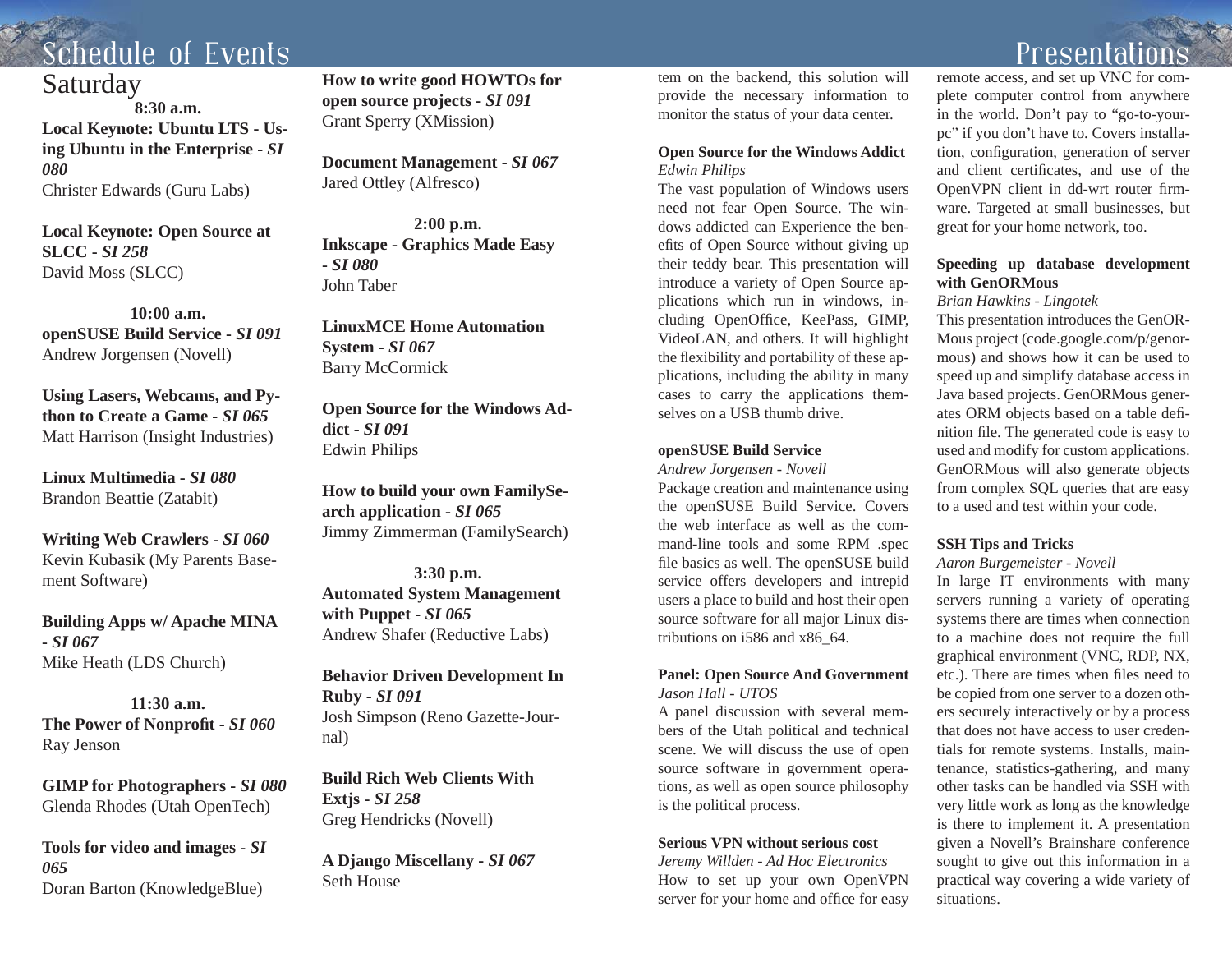# Schedule of Events

## Saturday

**8:30 a.m.**

**Local Keynote: Ubuntu LTS - Using Ubuntu in the Enterprise - *SI 080***
Christer Edwards (Guru Labs)

**Local Keynote: Open Source at SLCC - *SI 258***
David Moss (SLCC)

**10:00 a.m.**

**openSUSE Build Service - *SI 091***
Andrew Jorgensen (Novell)

**Using Lasers, Webcams, and Python to Create a Game - *SI 065***
Matt Harrison (Insight Industries)

**Linux Multimedia - *SI 080***
Brandon Beattie (Zatabit)

**Writing Web Crawlers - *SI 060***
Kevin Kubasik (My Parents Basement Software)

**Building Apps w/ Apache MINA - *SI 067***
Mike Heath (LDS Church)

**11:30 a.m.**

**The Power of Nonprofit - *SI 060***
Ray Jenson

**GIMP for Photographers - *SI 080***
Glenda Rhodes (Utah OpenTech)

**Tools for video and images - *SI 065***
Doran Barton (KnowledgeBlue)

**How to write good HOWTOs for open source projects - *SI 091***
Grant Sperry (XMission)

**Document Management - *SI 067***
Jared Ottley (Alfresco)

**2:00 p.m.**

**Inkscape - Graphics Made Easy - *SI 080***
John Taber

**LinuxMCE Home Automation System - *SI 067***
Barry McCormick

**Open Source for the Windows Addict - *SI 091***
Edwin Philips

**How to build your own FamilySearch application - *SI 065***
Jimmy Zimmerman (FamilySearch)

**3:30 p.m.**

**Automated System Management with Puppet - *SI 065***
Andrew Shafer (Reductive Labs)

**Behavior Driven Development In Ruby - *SI 091***
Josh Simpson (Reno Gazette-Journal)

**Build Rich Web Clients With Extjs - *SI 258***
Greg Hendricks (Novell)

**A Django Miscellany - *SI 067***
Seth House

# Presentations

tem on the backend, this solution will provide the necessary information to monitor the status of your data center.

**Open Source for the Windows Addict**
*Edwin Philips*
The vast population of Windows users need not fear Open Source. The windows addicted can Experience the benefits of Open Source without giving up their teddy bear. This presentation will introduce a variety of Open Source applications which run in windows, including OpenOffice, KeePass, GIMP, VideoLAN, and others. It will highlight the flexibility and portability of these applications, including the ability in many cases to carry the applications themselves on a USB thumb drive.

**openSUSE Build Service**
*Andrew Jorgensen - Novell*
Package creation and maintenance using the openSUSE Build Service. Covers the web interface as well as the command-line tools and some RPM .spec file basics as well. The openSUSE build service offers developers and intrepid users a place to build and host their open source software for all major Linux distributions on i586 and x86_64.

**Panel: Open Source And Government**
*Jason Hall - UTOS*
A panel discussion with several members of the Utah political and technical scene. We will discuss the use of open source software in government operations, as well as open source philosophy is the political process.

**Serious VPN without serious cost**
*Jeremy Willden - Ad Hoc Electronics*
How to set up your own OpenVPN server for your home and office for easy remote access, and set up VNC for complete computer control from anywhere in the world. Don't pay to "go-to-your-pc" if you don't have to. Covers installation, configuration, generation of server and client certificates, and use of the OpenVPN client in dd-wrt router firmware. Targeted at small businesses, but great for your home network, too.

**Speeding up database development with GenORMous**
*Brian Hawkins - Lingotek*
This presentation introduces the GenORMous project (code.google.com/p/genormous) and shows how it can be used to speed up and simplify database access in Java based projects. GenORMous generates ORM objects based on a table definition file. The generated code is easy to used and modify for custom applications. GenORMous will also generate objects from complex SQL queries that are easy to a used and test within your code.

**SSH Tips and Tricks**
*Aaron Burgemeister - Novell*
In large IT environments with many servers running a variety of operating systems there are times when connection to a machine does not require the full graphical environment (VNC, RDP, NX, etc.). There are times when files need to be copied from one server to a dozen others securely interactively or by a process that does not have access to user credentials for remote systems. Installs, maintenance, statistics-gathering, and many other tasks can be handled via SSH with very little work as long as the knowledge is there to implement it. A presentation given a Novell's Brainshare conference sought to give out this information in a practical way covering a wide variety of situations.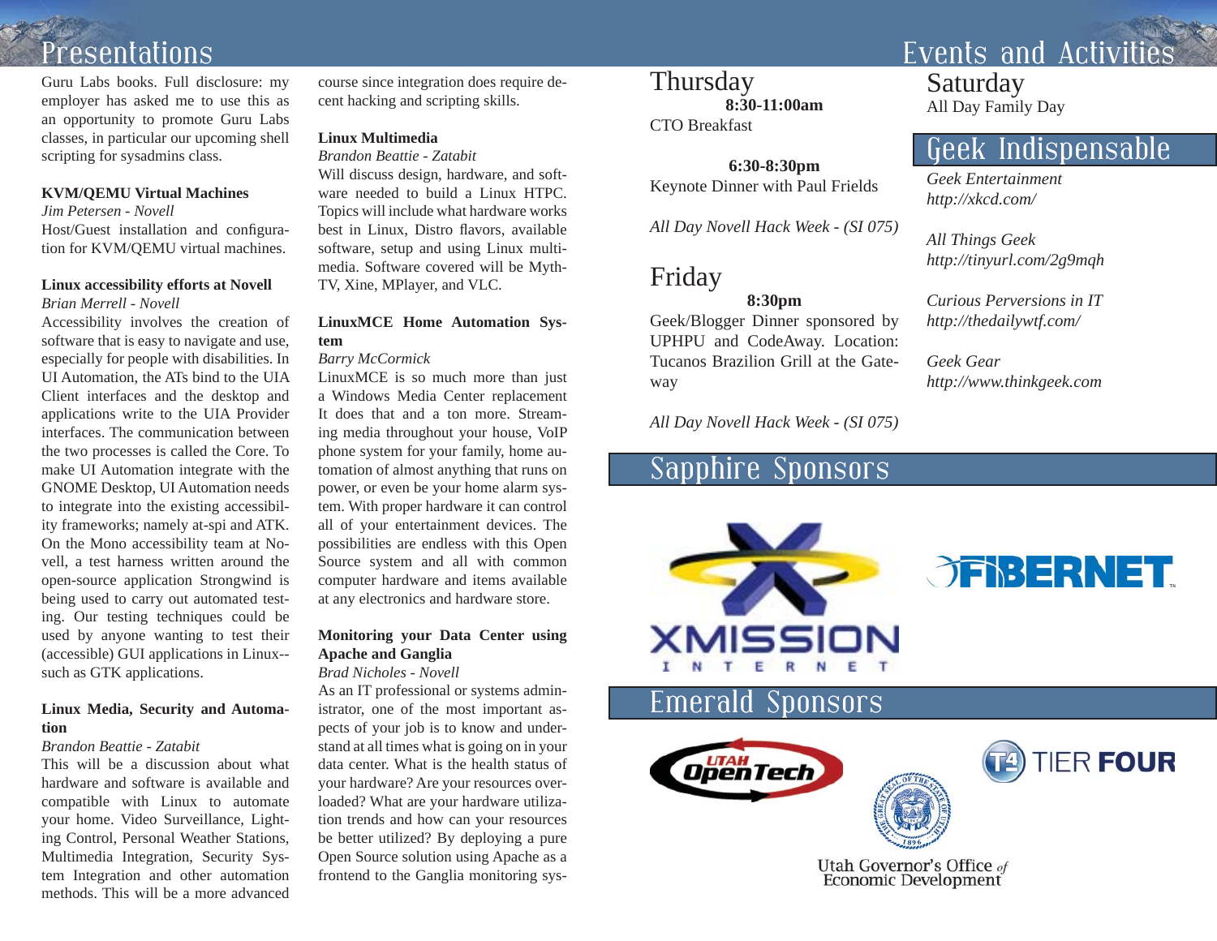# Presentations

Guru Labs books. Full disclosure: my employer has asked me to use this as an opportunity to promote Guru Labs classes, in particular our upcoming shell scripting for sysadmins class.

**KVM/QEMU Virtual Machines**
*Jim Petersen - Novell*
Host/Guest installation and configuration for KVM/QEMU virtual machines.

**Linux accessibility efforts at Novell**
*Brian Merrell - Novell*
Accessibility involves the creation of software that is easy to navigate and use, especially for people with disabilities. In UI Automation, the ATs bind to the UIA Client interfaces and the desktop and applications write to the UIA Provider interfaces. The communication between the two processes is called the Core. To make UI Automation integrate with the GNOME Desktop, UI Automation needs to integrate into the existing accessibility frameworks; namely at-spi and ATK. On the Mono accessibility team at Novell, a test harness written around the open-source application Strongwind is being used to carry out automated testing. Our testing techniques could be used by anyone wanting to test their (accessible) GUI applications in Linux--such as GTK applications.

**Linux Media, Security and Automation**
*Brandon Beattie - Zatabit*
This will be a discussion about what hardware and software is available and compatible with Linux to automate your home. Video Surveillance, Lighting Control, Personal Weather Stations, Multimedia Integration, Security System Integration and other automation methods. This will be a more advanced course since integration does require decent hacking and scripting skills.

**Linux Multimedia**
*Brandon Beattie - Zatabit*
Will discuss design, hardware, and software needed to build a Linux HTPC. Topics will include what hardware works best in Linux, Distro flavors, available software, setup and using Linux multimedia. Software covered will be MythTV, Xine, MPlayer, and VLC.

**LinuxMCE Home Automation System**
*Barry McCormick*
LinuxMCE is so much more than just a Windows Media Center replacement It does that and a ton more. Streaming media throughout your house, VoIP phone system for your family, home automation of almost anything that runs on power, or even be your home alarm system. With proper hardware it can control all of your entertainment devices. The possibilities are endless with this Open Source system and all with common computer hardware and items available at any electronics and hardware store.

**Monitoring your Data Center using Apache and Ganglia**
*Brad Nicholes - Novell*
As an IT professional or systems administrator, one of the most important aspects of your job is to know and understand at all times what is going on in your data center. What is the health status of your hardware? Are your resources overloaded? What are your hardware utilization trends and how can your resources be better utilized? By deploying a pure Open Source solution using Apache as a frontend to the Ganglia monitoring sys-

# Events and Activities

## Thursday

**8:30-11:00am**
CTO Breakfast

**6:30-8:30pm**
Keynote Dinner with Paul Frields

*All Day Novell Hack Week - (SI 075)*

## Friday

**8:30pm**
Geek/Blogger Dinner sponsored by UPHPU and CodeAway. Location: Tucanos Brazilion Grill at the Gateway

*All Day Novell Hack Week - (SI 075)*

## Saturday

All Day Family Day

# Geek Indispensable

*Geek Entertainment*
*http://xkcd.com/*

*All Things Geek*
*http://tinyurl.com/2g9mqh*

*Curious Perversions in IT*
*http://thedailywtf.com/*

*Geek Gear*
*http://www.thinkgeek.com*

# Sapphire Sponsors

XMISSION INTERNET

FIBERNET

# Emerald Sponsors

Utah OpenTech

TIER FOUR

Utah Governor's Office of Economic Development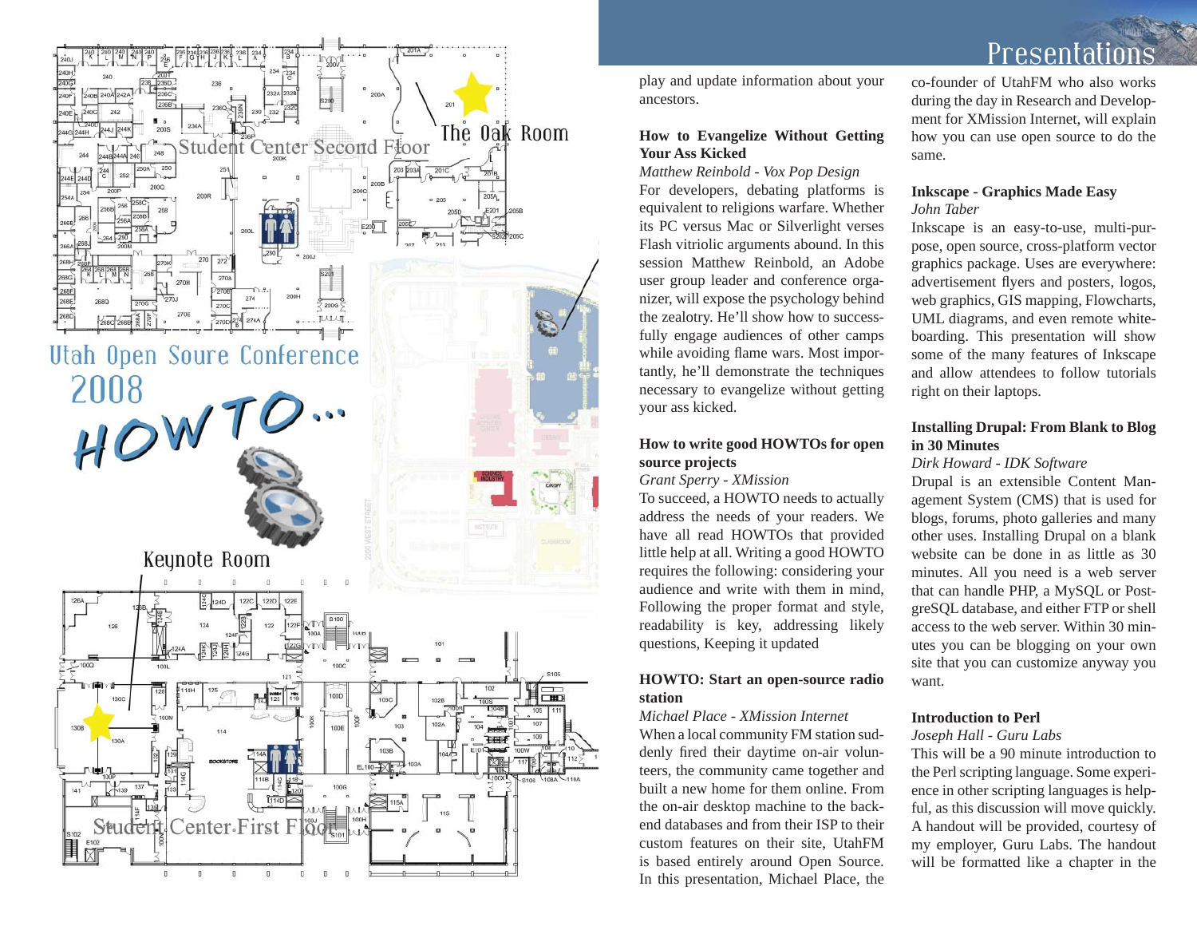Utah Open Soure Conference 2008

HOWTO...

The Oak Room

Keynote Room

Student Center Second Floor

Student Center First Floor

play and update information about your ancestors.

**How to Evangelize Without Getting Your Ass Kicked**

*Matthew Reinbold - Vox Pop Design*

For developers, debating platforms is equivalent to religions warfare. Whether its PC versus Mac or Silverlight verses Flash vitriolic arguments abound. In this session Matthew Reinbold, an Adobe user group leader and conference organizer, will expose the psychology behind the zealotry. He'll show how to successfully engage audiences of other camps while avoiding flame wars. Most importantly, he'll demonstrate the techniques necessary to evangelize without getting your ass kicked.

**How to write good HOWTOs for open source projects**

*Grant Sperry - XMission*

To succeed, a HOWTO needs to actually address the needs of your readers. We have all read HOWTOs that provided little help at all. Writing a good HOWTO requires the following: considering your audience and write with them in mind, Following the proper format and style, readability is key, addressing likely questions, Keeping it updated

**HOWTO: Start an open-source radio station**

*Michael Place - XMission Internet*

When a local community FM station suddenly fired their daytime on-air volunteers, the community came together and built a new home for them online. From the on-air desktop machine to the back-end databases and from their ISP to their custom features on their site, UtahFM is based entirely around Open Source. In this presentation, Michael Place, the co-founder of UtahFM who also works during the day in Research and Development for XMission Internet, will explain how you can use open source to do the same.

**Inkscape - Graphics Made Easy**

*John Taber*

Inkscape is an easy-to-use, multi-purpose, open source, cross-platform vector graphics package. Uses are everywhere: advertisement flyers and posters, logos, web graphics, GIS mapping, Flowcharts, UML diagrams, and even remote whiteboarding. This presentation will show some of the many features of Inkscape and allow attendees to follow tutorials right on their laptops.

**Installing Drupal: From Blank to Blog in 30 Minutes**

*Dirk Howard - IDK Software*

Drupal is an extensible Content Management System (CMS) that is used for blogs, forums, photo galleries and many other uses. Installing Drupal on a blank website can be done in as little as 30 minutes. All you need is a web server that can handle PHP, a MySQL or PostgreSQL database, and either FTP or shell access to the web server. Within 30 minutes you can be blogging on your own site that you can customize anyway you want.

**Introduction to Perl**

*Joseph Hall - Guru Labs*

This will be a 90 minute introduction to the Perl scripting language. Some experience in other scripting languages is helpful, as this discussion will move quickly. A handout will be provided, courtesy of my employer, Guru Labs. The handout will be formatted like a chapter in the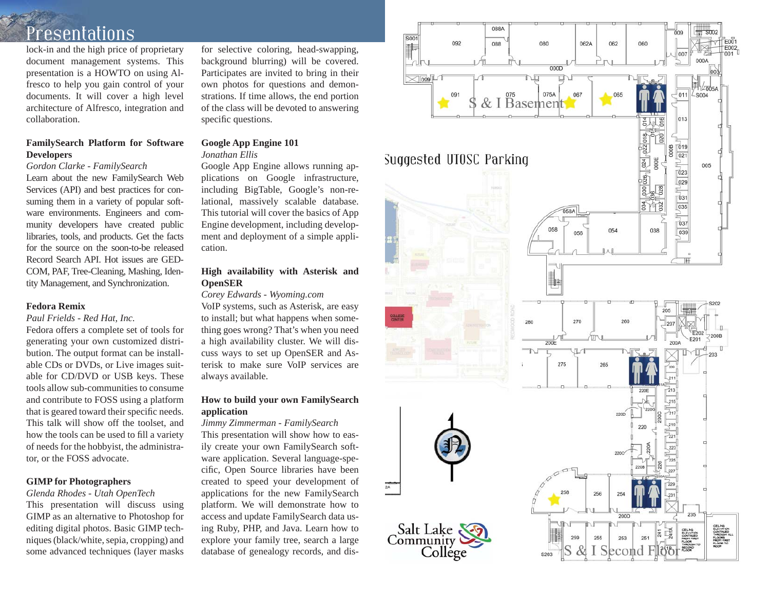# Presentations

lock-in and the high price of proprietary document management systems. This presentation is a HOWTO on using Alfresco to help you gain control of your documents. It will cover a high level architecture of Alfresco, integration and collaboration.

**FamilySearch Platform for Software Developers**
*Gordon Clarke - FamilySearch*
Learn about the new FamilySearch Web Services (API) and best practices for consuming them in a variety of popular software environments. Engineers and community developers have created public libraries, tools, and products. Get the facts for the source on the soon-to-be released Record Search API. Hot issues are GEDCOM, PAF, Tree-Cleaning, Mashing, Identity Management, and Synchronization.

**Fedora Remix**
*Paul Frields - Red Hat, Inc.*
Fedora offers a complete set of tools for generating your own customized distribution. The output format can be installable CDs or DVDs, or Live images suitable for CD/DVD or USB keys. These tools allow sub-communities to consume and contribute to FOSS using a platform that is geared toward their specific needs. This talk will show off the toolset, and how the tools can be used to fill a variety of needs for the hobbyist, the administrator, or the FOSS advocate.

**GIMP for Photographers**
*Glenda Rhodes - Utah OpenTech*
This presentation will discuss using GIMP as an alternative to Photoshop for editing digital photos. Basic GIMP techniques (black/white, sepia, cropping) and some advanced techniques (layer masks for selective coloring, head-swapping, background blurring) will be covered. Participates are invited to bring in their own photos for questions and demonstrations. If time allows, the end portion of the class will be devoted to answering specific questions.

**Google App Engine 101**
*Jonathan Ellis*
Google App Engine allows running applications on Google infrastructure, including BigTable, Google's non-relational, massively scalable database. This tutorial will cover the basics of App Engine development, including development and deployment of a simple application.

**High availability with Asterisk and OpenSER**
*Corey Edwards - Wyoming.com*
VoIP systems, such as Asterisk, are easy to install; but what happens when something goes wrong? That's when you need a high availability cluster. We will discuss ways to set up OpenSER and Asterisk to make sure VoIP services are always available.

**How to build your own FamilySearch application**
*Jimmy Zimmerman - FamilySearch*
This presentation will show how to easily create your own FamilySearch software application. Several language-specific, Open Source libraries have been created to speed your development of applications for the new FamilySearch platform. We will demonstrate how to access and update FamilySearch data using Ruby, PHP, and Java. Learn how to explore your family tree, search a large database of genealogy records, and dis-

S & I Basement

Suggested UTOSC Parking

S & I Second Floor

Salt Lake Community College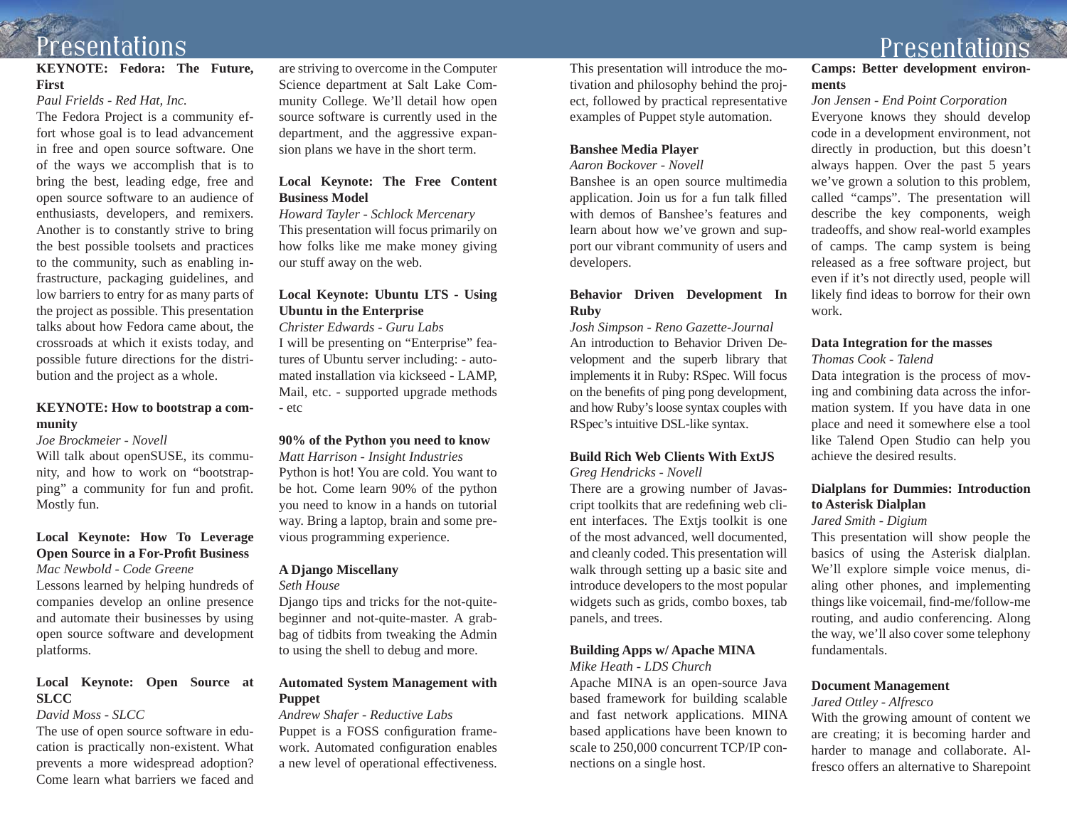# Presentations

**KEYNOTE: Fedora: The Future, First**

*Paul Frields - Red Hat, Inc.*

The Fedora Project is a community effort whose goal is to lead advancement in free and open source software. One of the ways we accomplish that is to bring the best, leading edge, free and open source software to an audience of enthusiasts, developers, and remixers. Another is to constantly strive to bring the best possible toolsets and practices to the community, such as enabling infrastructure, packaging guidelines, and low barriers to entry for as many parts of the project as possible. This presentation talks about how Fedora came about, the crossroads at which it exists today, and possible future directions for the distribution and the project as a whole.

**KEYNOTE: How to bootstrap a community**

*Joe Brockmeier - Novell*

Will talk about openSUSE, its community, and how to work on "bootstrapping" a community for fun and profit. Mostly fun.

**Local Keynote: How To Leverage Open Source in a For-Profit Business**

*Mac Newbold - Code Greene*

Lessons learned by helping hundreds of companies develop an online presence and automate their businesses by using open source software and development platforms.

**Local Keynote: Open Source at SLCC**

*David Moss - SLCC*

The use of open source software in education is practically non-existent. What prevents a more widespread adoption? Come learn what barriers we faced and are striving to overcome in the Computer Science department at Salt Lake Community College. We'll detail how open source software is currently used in the department, and the aggressive expansion plans we have in the short term.

**Local Keynote: The Free Content Business Model**

*Howard Tayler - Schlock Mercenary*

This presentation will focus primarily on how folks like me make money giving our stuff away on the web.

**Local Keynote: Ubuntu LTS - Using Ubuntu in the Enterprise**

*Christer Edwards - Guru Labs*

I will be presenting on "Enterprise" features of Ubuntu server including: - automated installation via kickseed - LAMP, Mail, etc. - supported upgrade methods - etc

**90% of the Python you need to know**

*Matt Harrison - Insight Industries*

Python is hot! You are cold. You want to be hot. Come learn 90% of the python you need to know in a hands on tutorial way. Bring a laptop, brain and some previous programming experience.

**A Django Miscellany**

*Seth House*

Django tips and tricks for the not-quite-beginner and not-quite-master. A grab-bag of tidbits from tweaking the Admin to using the shell to debug and more.

**Automated System Management with Puppet**

*Andrew Shafer - Reductive Labs*

Puppet is a FOSS configuration framework. Automated configuration enables a new level of operational effectiveness. This presentation will introduce the motivation and philosophy behind the project, followed by practical representative examples of Puppet style automation.

**Banshee Media Player**

*Aaron Bockover - Novell*

Banshee is an open source multimedia application. Join us for a fun talk filled with demos of Banshee's features and learn about how we've grown and support our vibrant community of users and developers.

**Behavior Driven Development In Ruby**

*Josh Simpson - Reno Gazette-Journal*

An introduction to Behavior Driven Development and the superb library that implements it in Ruby: RSpec. Will focus on the benefits of ping pong development, and how Ruby's loose syntax couples with RSpec's intuitive DSL-like syntax.

**Build Rich Web Clients With ExtJS**

*Greg Hendricks - Novell*

There are a growing number of Javascript toolkits that are redefining web client interfaces. The Extjs toolkit is one of the most advanced, well documented, and cleanly coded. This presentation will walk through setting up a basic site and introduce developers to the most popular widgets such as grids, combo boxes, tab panels, and trees.

**Building Apps w/ Apache MINA**

*Mike Heath - LDS Church*

Apache MINA is an open-source Java based framework for building scalable and fast network applications. MINA based applications have been known to scale to 250,000 concurrent TCP/IP connections on a single host.

**Camps: Better development environments**

*Jon Jensen - End Point Corporation*

Everyone knows they should develop code in a development environment, not directly in production, but this doesn't always happen. Over the past 5 years we've grown a solution to this problem, called "camps". The presentation will describe the key components, weigh tradeoffs, and show real-world examples of camps. The camp system is being released as a free software project, but even if it's not directly used, people will likely find ideas to borrow for their own work.

**Data Integration for the masses**

*Thomas Cook - Talend*

Data integration is the process of moving and combining data across the information system. If you have data in one place and need it somewhere else a tool like Talend Open Studio can help you achieve the desired results.

**Dialplans for Dummies: Introduction to Asterisk Dialplan**

*Jared Smith - Digium*

This presentation will show people the basics of using the Asterisk dialplan. We'll explore simple voice menus, dialing other phones, and implementing things like voicemail, find-me/follow-me routing, and audio conferencing. Along the way, we'll also cover some telephony fundamentals.

**Document Management**

*Jared Ottley - Alfresco*

With the growing amount of content we are creating; it is becoming harder and harder to manage and collaborate. Alfresco offers an alternative to Sharepoint